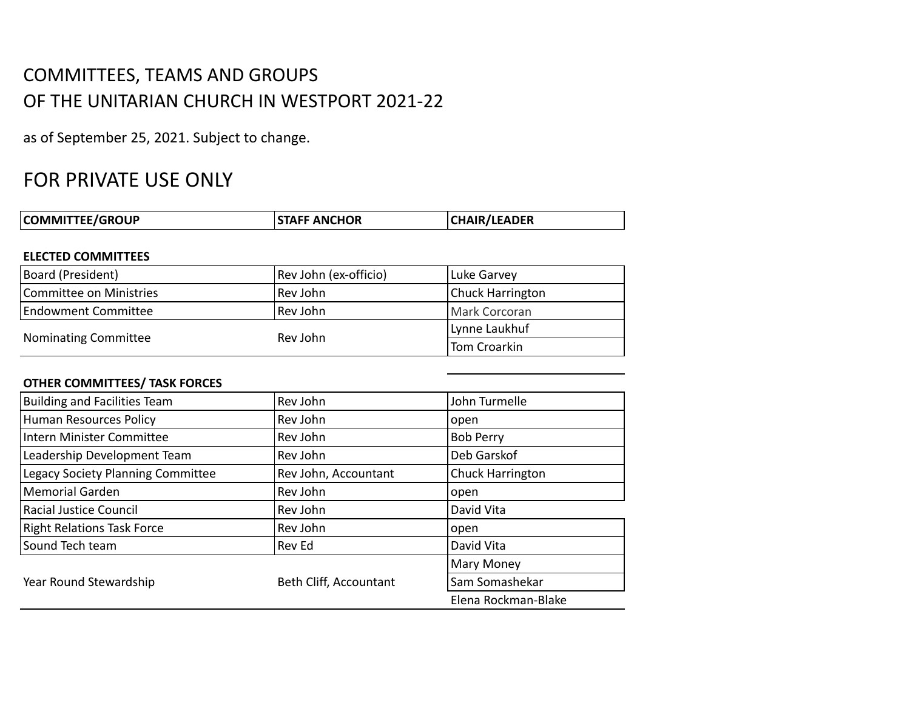# COMMITTEES, TEAMS AND GROUPS
# OF THE UNITARIAN CHURCH IN WESTPORT 2021-22

as of September 25, 2021. Subject to change.

## FOR PRIVATE USE ONLY

| COMMITTEE/GROUP | STAFF ANCHOR | CHAIR/LEADER |
|---|---|---|
| **ELECTED COMMITTEES** | | |
| Board (President) | Rev John (ex-officio) | Luke Garvey |
| Committee on Ministries | Rev John | Chuck Harrington |
| Endowment Committee | Rev John | Mark Corcoran |
| Nominating Committee | Rev John | Lynne Laukhuf |
| | | Tom Croarkin |
| **OTHER COMMITTEES/ TASK FORCES** | | |
| Building and Facilities Team | Rev John | John Turmelle |
| Human Resources Policy | Rev John | open |
| Intern Minister Committee | Rev John | Bob Perry |
| Leadership Development Team | Rev John | Deb Garskof |
| Legacy Society Planning Committee | Rev John, Accountant | Chuck Harrington |
| Memorial Garden | Rev John | open |
| Racial Justice Council | Rev John | David Vita |
| Right Relations Task Force | Rev John | open |
| Sound Tech team | Rev Ed | David Vita |
| Year Round Stewardship | Beth Cliff, Accountant | Mary Money |
| | | Sam Somashekar |
| | | Elena Rockman-Blake |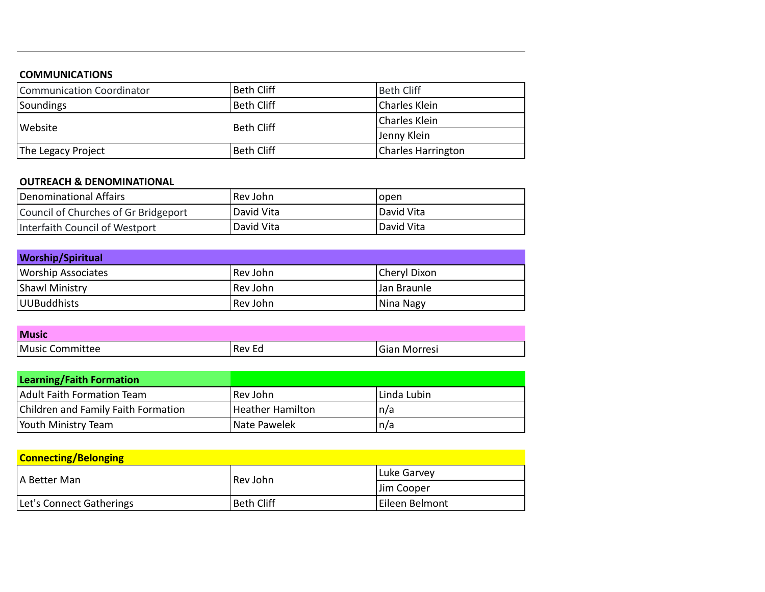## COMMUNICATIONS

| | | |
|---|---|---|
| Communication Coordinator | Beth Cliff | Beth Cliff |
| Soundings | Beth Cliff | Charles Klein |
| Website | Beth Cliff | Charles Klein |
| | | Jenny Klein |
| The Legacy Project | Beth Cliff | Charles Harrington |

## OUTREACH & DENOMINATIONAL

| | | |
|---|---|---|
| Denominational Affairs | Rev John | open |
| Council of Churches of Gr Bridgeport | David Vita | David Vita |
| Interfaith Council of Westport | David Vita | David Vita |

| **Worship/Spiritual** | | |
|---|---|---|
| Worship Associates | Rev John | Cheryl Dixon |
| Shawl Ministry | Rev John | Jan Braunle |
| UUBuddhists | Rev John | Nina Nagy |

| **Music** | | |
|---|---|---|
| Music Committee | Rev Ed | Gian Morresi |

| **Learning/Faith Formation** | | |
|---|---|---|
| Adult Faith Formation Team | Rev John | Linda Lubin |
| Children and Family Faith Formation | Heather Hamilton | n/a |
| Youth Ministry Team | Nate Pawelek | n/a |

| **Connecting/Belonging** | | |
|---|---|---|
| A Better Man | Rev John | Luke Garvey |
| | | Jim Cooper |
| Let's Connect Gatherings | Beth Cliff | Eileen Belmont |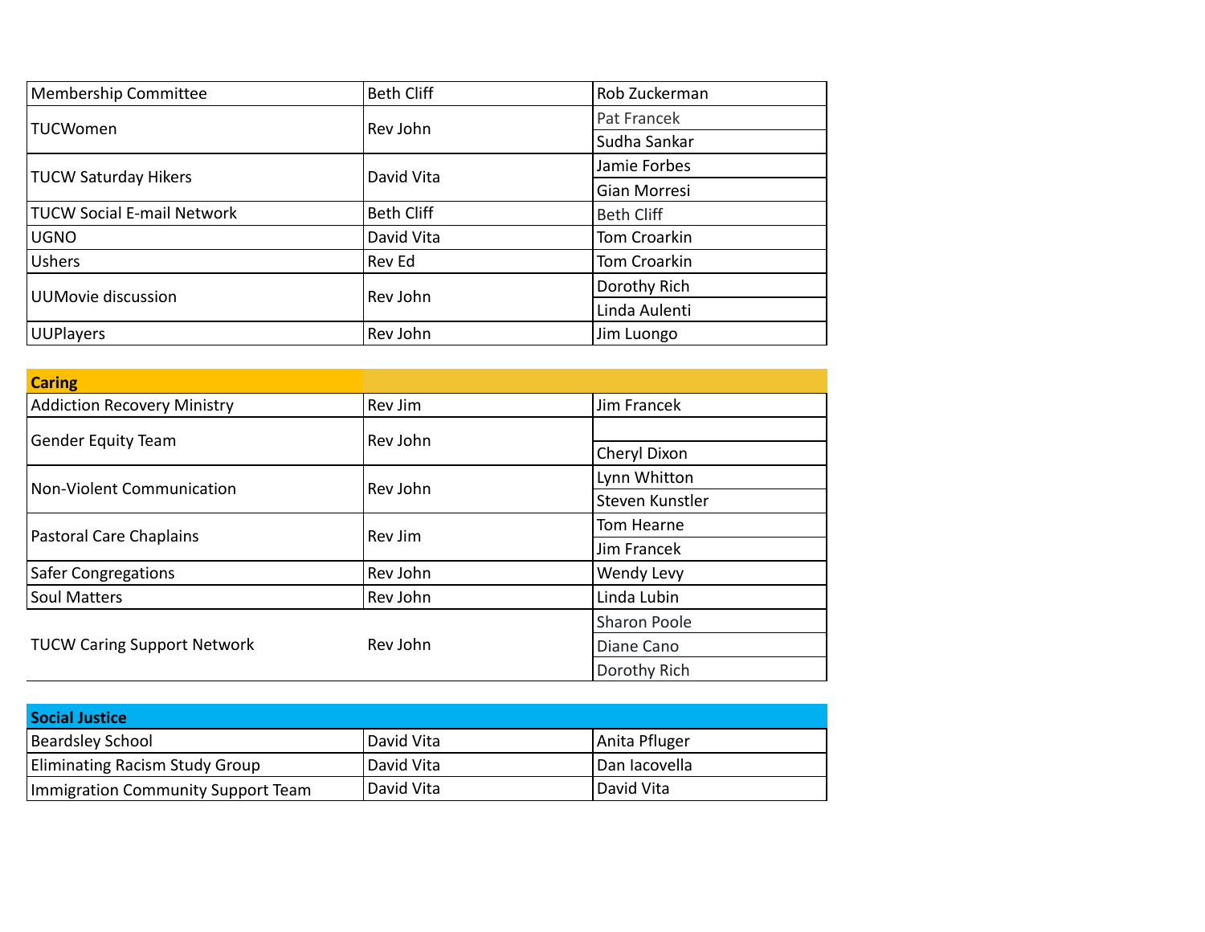| | | |
|---|---|---|
| Membership Committee | Beth Cliff | Rob Zuckerman |
| TUCWomen | Rev John | Pat Francek |
| | | Sudha Sankar |
| TUCW Saturday Hikers | David Vita | Jamie Forbes |
| | | Gian Morresi |
| TUCW Social E-mail Network | Beth Cliff | Beth Cliff |
| UGNO | David Vita | Tom Croarkin |
| Ushers | Rev Ed | Tom Croarkin |
| UUMovie discussion | Rev John | Dorothy Rich |
| | | Linda Aulenti |
| UUPlayers | Rev John | Jim Luongo |

| **Caring** | | |
|---|---|---|
| Addiction Recovery Ministry | Rev Jim | Jim Francek |
| Gender Equity Team | Rev John | |
| | | Cheryl Dixon |
| Non-Violent Communication | Rev John | Lynn Whitton |
| | | Steven Kunstler |
| Pastoral Care Chaplains | Rev Jim | Tom Hearne |
| | | Jim Francek |
| Safer Congregations | Rev John | Wendy Levy |
| Soul Matters | Rev John | Linda Lubin |
| TUCW Caring Support Network | Rev John | Sharon Poole |
| | | Diane Cano |
| | | Dorothy Rich |

| **Social Justice** | | |
|---|---|---|
| Beardsley School | David Vita | Anita Pfluger |
| Eliminating Racism Study Group | David Vita | Dan Iacovella |
| Immigration Community Support Team | David Vita | David Vita |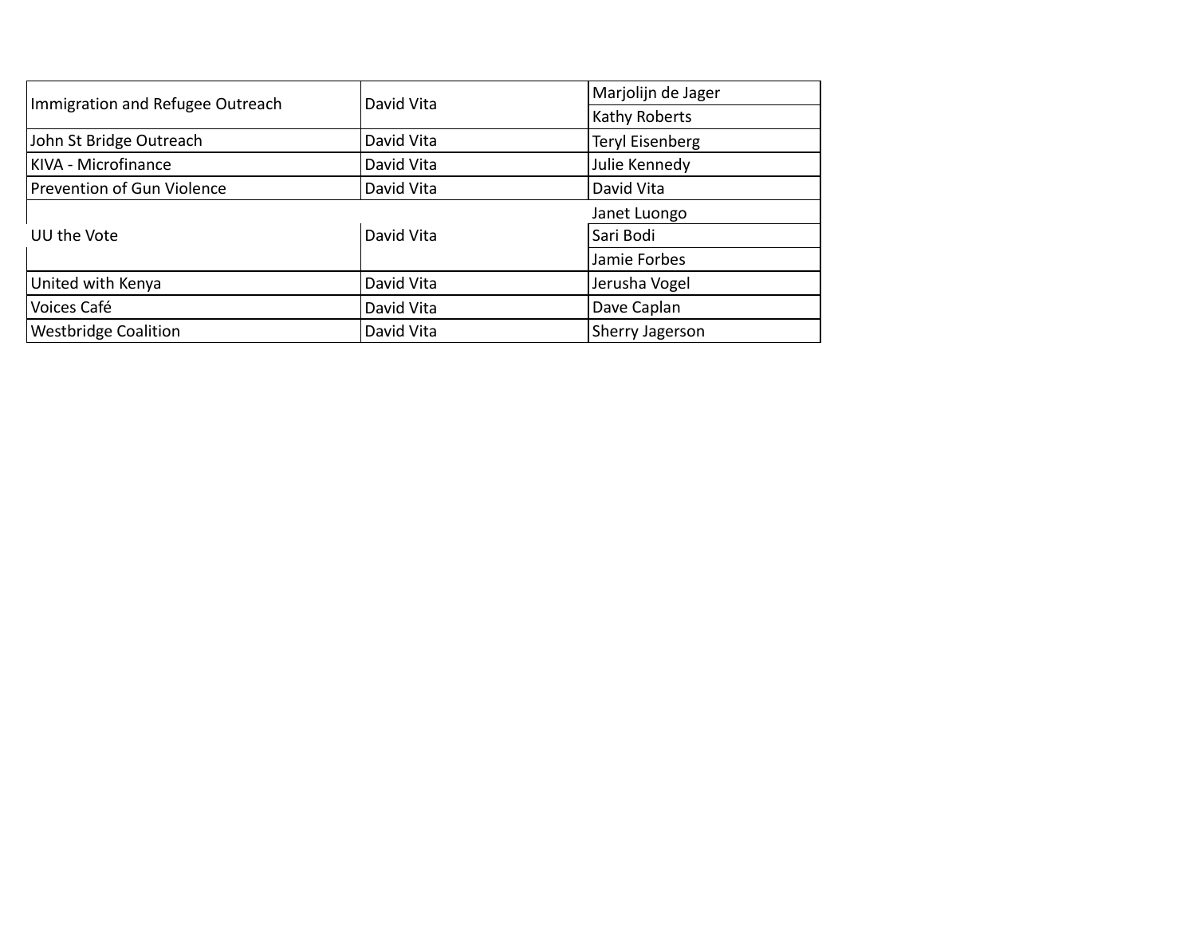| | | |
|---|---|---|
| Immigration and Refugee Outreach | David Vita | Marjolijn de Jager |
| | | Kathy Roberts |
| John St Bridge Outreach | David Vita | Teryl Eisenberg |
| KIVA - Microfinance | David Vita | Julie Kennedy |
| Prevention of Gun Violence | David Vita | David Vita |
| UU the Vote | David Vita | Janet Luongo |
| | | Sari Bodi |
| | | Jamie Forbes |
| United with Kenya | David Vita | Jerusha Vogel |
| Voices Café | David Vita | Dave Caplan |
| Westbridge Coalition | David Vita | Sherry Jagerson |